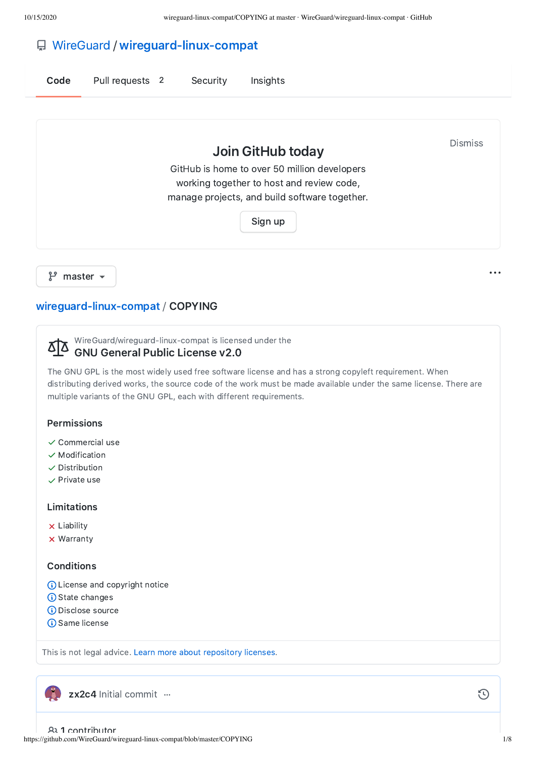# WireGuard / wireguard-linux-compat

Code | Pull requests 2 | Security | Insights

## Join GitHub today

GitHub is home to over 50 million developers working together to host and review code, manage projects, and build software together.

Sign up

Dismiss

master

wireguard-linux-compat / COPYING

WireGuard/wireguard-linux-compat is licensed under the

### GNU General Public License v2.0

The GNU GPL is the most widely used free software license and has a strong copyleft requirement. When distributing derived works, the source code of the work must be made available under the same license. There are multiple variants of the GNU GPL, each with different requirements.

#### Permissions

- ✓ Commercial use
- ✓ Modification
- ✓ Distribution
- ✓ Private use

#### Limitations

- ✗ Liability
- ✗ Warranty

#### Conditions

- ⓘ License and copyright notice
- ⓘ State changes
- ⓘ Disclose source
- ⓘ Same license

This is not legal advice. Learn more about repository licenses.

**zx2c4** Initial commit ···

1 contributor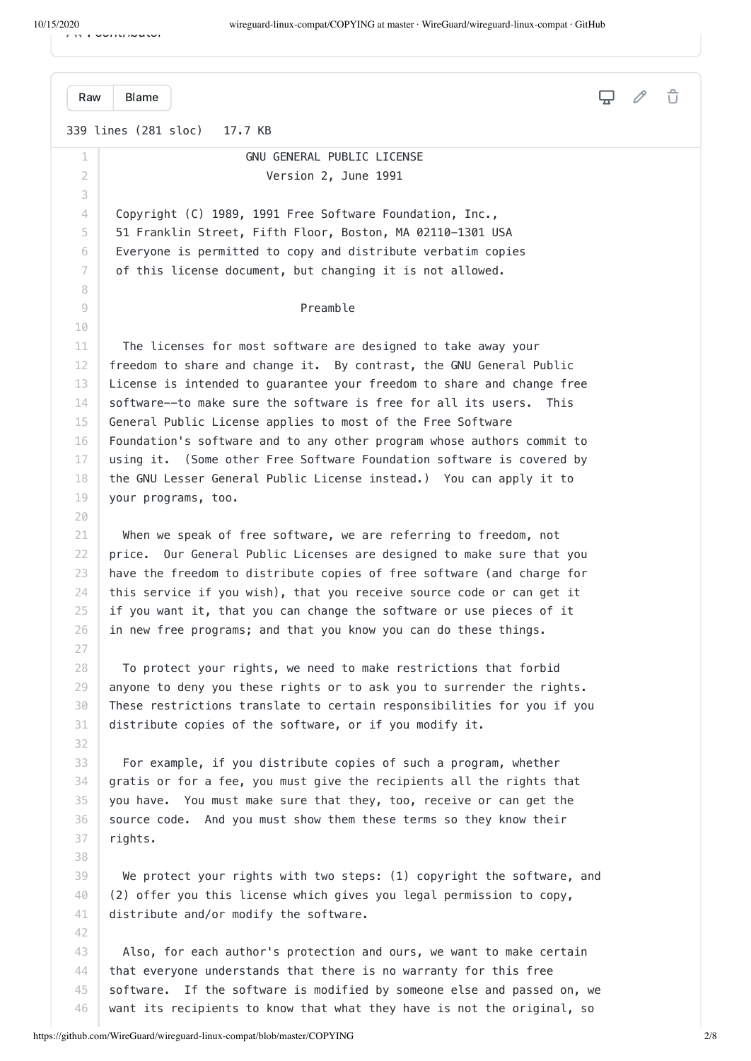339 lines (281 sloc)   17.7 KB

GNU GENERAL PUBLIC LICENSE

Version 2, June 1991

Copyright (C) 1989, 1991 Free Software Foundation, Inc.,
51 Franklin Street, Fifth Floor, Boston, MA 02110-1301 USA
Everyone is permitted to copy and distribute verbatim copies
of this license document, but changing it is not allowed.

Preamble

The licenses for most software are designed to take away your freedom to share and change it. By contrast, the GNU General Public License is intended to guarantee your freedom to share and change free software--to make sure the software is free for all its users. This General Public License applies to most of the Free Software Foundation's software and to any other program whose authors commit to using it. (Some other Free Software Foundation software is covered by the GNU Lesser General Public License instead.) You can apply it to your programs, too.

When we speak of free software, we are referring to freedom, not price. Our General Public Licenses are designed to make sure that you have the freedom to distribute copies of free software (and charge for this service if you wish), that you receive source code or can get it if you want it, that you can change the software or use pieces of it in new free programs; and that you know you can do these things.

To protect your rights, we need to make restrictions that forbid anyone to deny you these rights or to ask you to surrender the rights. These restrictions translate to certain responsibilities for you if you distribute copies of the software, or if you modify it.

For example, if you distribute copies of such a program, whether gratis or for a fee, you must give the recipients all the rights that you have. You must make sure that they, too, receive or can get the source code. And you must show them these terms so they know their rights.

We protect your rights with two steps: (1) copyright the software, and (2) offer you this license which gives you legal permission to copy, distribute and/or modify the software.

Also, for each author's protection and ours, we want to make certain that everyone understands that there is no warranty for this free software. If the software is modified by someone else and passed on, we want its recipients to know that what they have is not the original, so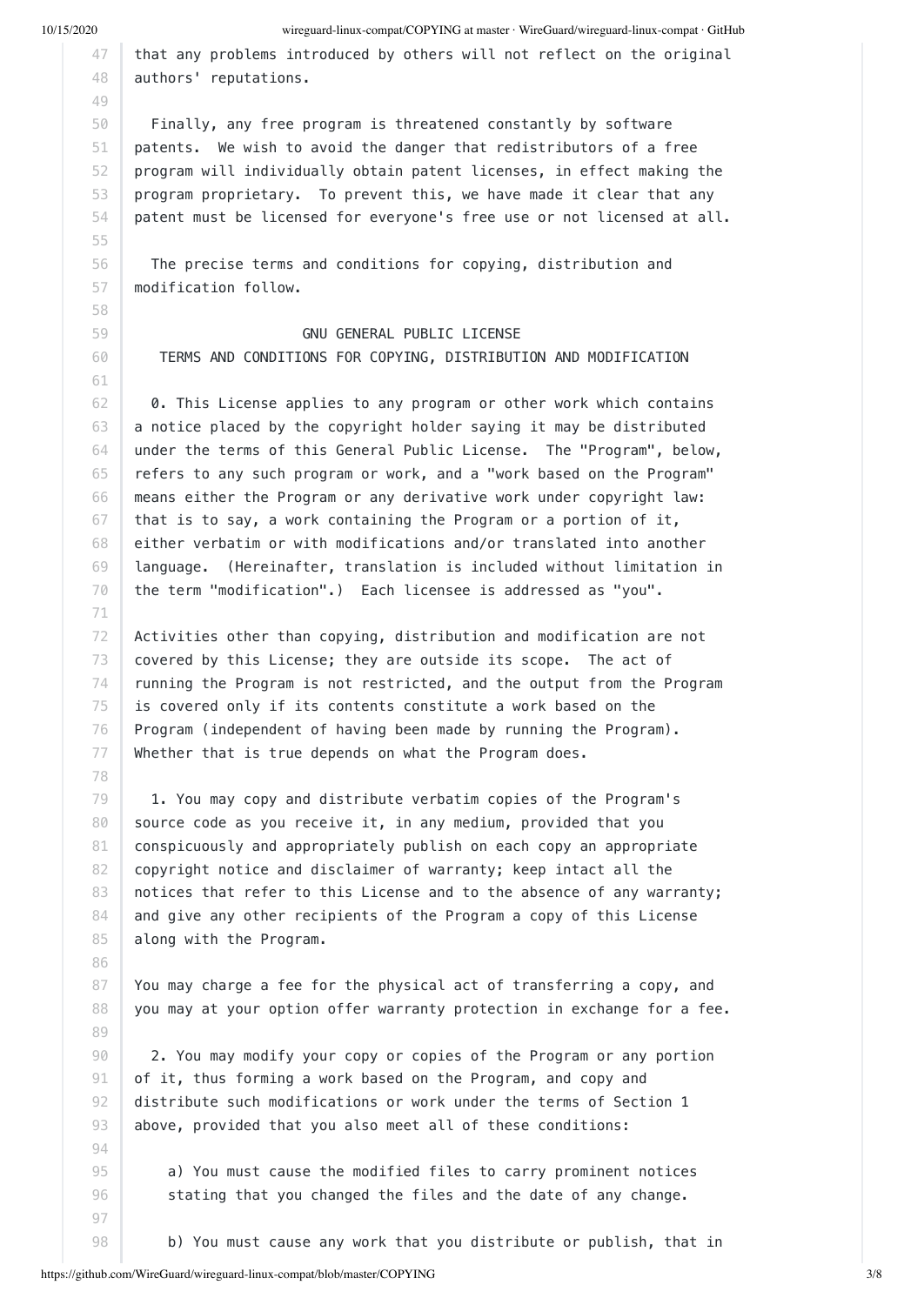that any problems introduced by others will not reflect on the original
authors' reputations.

Finally, any free program is threatened constantly by software
patents. We wish to avoid the danger that redistributors of a free
program will individually obtain patent licenses, in effect making the
program proprietary. To prevent this, we have made it clear that any
patent must be licensed for everyone's free use or not licensed at all.

The precise terms and conditions for copying, distribution and
modification follow.

GNU GENERAL PUBLIC LICENSE
TERMS AND CONDITIONS FOR COPYING, DISTRIBUTION AND MODIFICATION

0. This License applies to any program or other work which contains
a notice placed by the copyright holder saying it may be distributed
under the terms of this General Public License. The "Program", below,
refers to any such program or work, and a "work based on the Program"
means either the Program or any derivative work under copyright law:
that is to say, a work containing the Program or a portion of it,
either verbatim or with modifications and/or translated into another
language. (Hereinafter, translation is included without limitation in
the term "modification".) Each licensee is addressed as "you".

Activities other than copying, distribution and modification are not
covered by this License; they are outside its scope. The act of
running the Program is not restricted, and the output from the Program
is covered only if its contents constitute a work based on the
Program (independent of having been made by running the Program).
Whether that is true depends on what the Program does.

1. You may copy and distribute verbatim copies of the Program's
source code as you receive it, in any medium, provided that you
conspicuously and appropriately publish on each copy an appropriate
copyright notice and disclaimer of warranty; keep intact all the
notices that refer to this License and to the absence of any warranty;
and give any other recipients of the Program a copy of this License
along with the Program.

You may charge a fee for the physical act of transferring a copy, and
you may at your option offer warranty protection in exchange for a fee.

2. You may modify your copy or copies of the Program or any portion
of it, thus forming a work based on the Program, and copy and
distribute such modifications or work under the terms of Section 1
above, provided that you also meet all of these conditions:

a) You must cause the modified files to carry prominent notices
stating that you changed the files and the date of any change.

b) You must cause any work that you distribute or publish, that in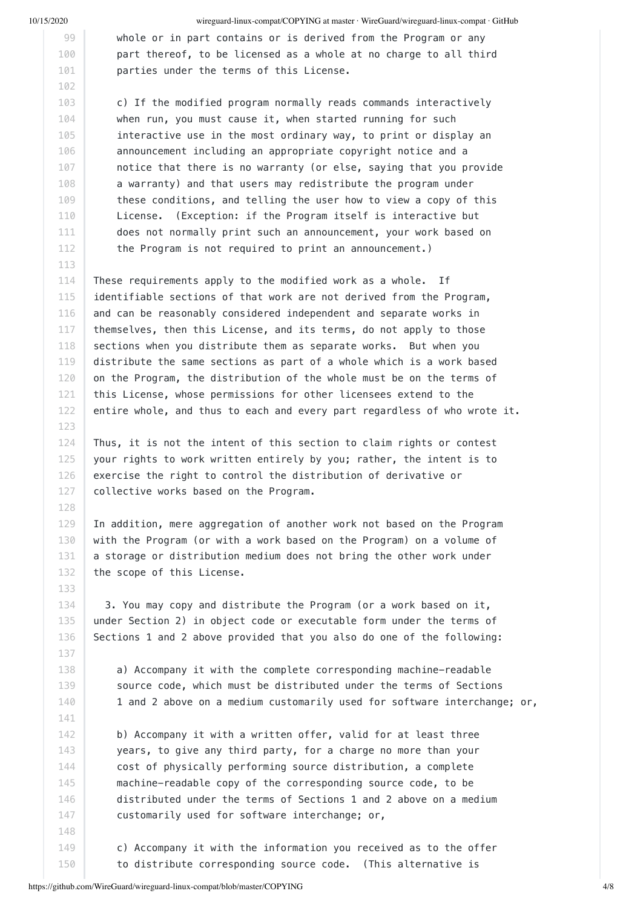whole or in part contains or is derived from the Program or any
part thereof, to be licensed as a whole at no charge to all third
parties under the terms of this License.

c) If the modified program normally reads commands interactively
when run, you must cause it, when started running for such
interactive use in the most ordinary way, to print or display an
announcement including an appropriate copyright notice and a
notice that there is no warranty (or else, saying that you provide
a warranty) and that users may redistribute the program under
these conditions, and telling the user how to view a copy of this
License. (Exception: if the Program itself is interactive but
does not normally print such an announcement, your work based on
the Program is not required to print an announcement.)

These requirements apply to the modified work as a whole. If
identifiable sections of that work are not derived from the Program,
and can be reasonably considered independent and separate works in
themselves, then this License, and its terms, do not apply to those
sections when you distribute them as separate works. But when you
distribute the same sections as part of a whole which is a work based
on the Program, the distribution of the whole must be on the terms of
this License, whose permissions for other licensees extend to the
entire whole, and thus to each and every part regardless of who wrote it.

Thus, it is not the intent of this section to claim rights or contest
your rights to work written entirely by you; rather, the intent is to
exercise the right to control the distribution of derivative or
collective works based on the Program.

In addition, mere aggregation of another work not based on the Program
with the Program (or with a work based on the Program) on a volume of
a storage or distribution medium does not bring the other work under
the scope of this License.

3. You may copy and distribute the Program (or a work based on it,
under Section 2) in object code or executable form under the terms of
Sections 1 and 2 above provided that you also do one of the following:

a) Accompany it with the complete corresponding machine-readable
source code, which must be distributed under the terms of Sections
1 and 2 above on a medium customarily used for software interchange; or,

b) Accompany it with a written offer, valid for at least three
years, to give any third party, for a charge no more than your
cost of physically performing source distribution, a complete
machine-readable copy of the corresponding source code, to be
distributed under the terms of Sections 1 and 2 above on a medium
customarily used for software interchange; or,

c) Accompany it with the information you received as to the offer
to distribute corresponding source code. (This alternative is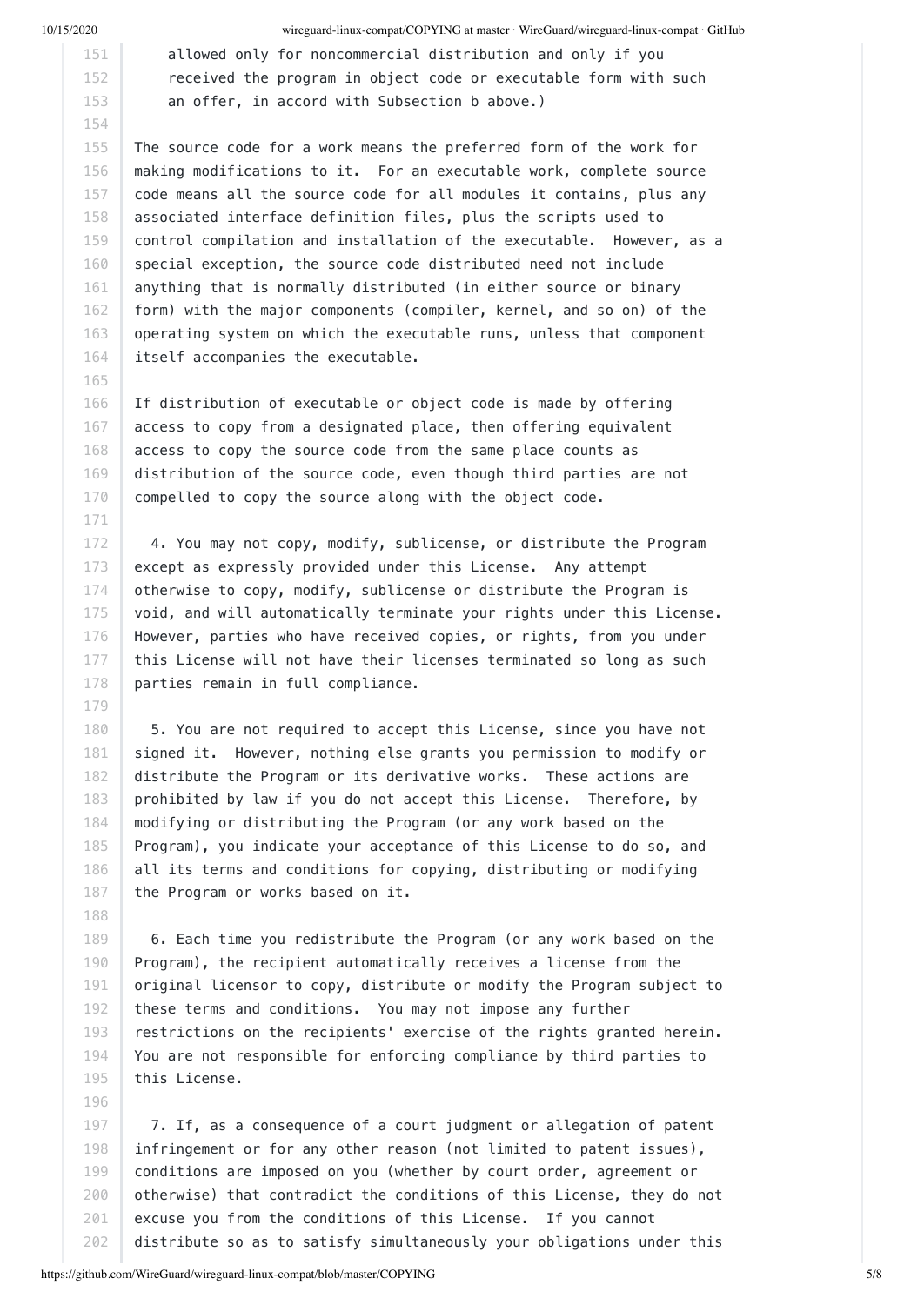allowed only for noncommercial distribution and only if you
received the program in object code or executable form with such
an offer, in accord with Subsection b above.)

The source code for a work means the preferred form of the work for making modifications to it. For an executable work, complete source code means all the source code for all modules it contains, plus any associated interface definition files, plus the scripts used to control compilation and installation of the executable. However, as a special exception, the source code distributed need not include anything that is normally distributed (in either source or binary form) with the major components (compiler, kernel, and so on) of the operating system on which the executable runs, unless that component itself accompanies the executable.

If distribution of executable or object code is made by offering access to copy from a designated place, then offering equivalent access to copy the source code from the same place counts as distribution of the source code, even though third parties are not compelled to copy the source along with the object code.

4. You may not copy, modify, sublicense, or distribute the Program except as expressly provided under this License. Any attempt otherwise to copy, modify, sublicense or distribute the Program is void, and will automatically terminate your rights under this License. However, parties who have received copies, or rights, from you under this License will not have their licenses terminated so long as such parties remain in full compliance.

5. You are not required to accept this License, since you have not signed it. However, nothing else grants you permission to modify or distribute the Program or its derivative works. These actions are prohibited by law if you do not accept this License. Therefore, by modifying or distributing the Program (or any work based on the Program), you indicate your acceptance of this License to do so, and all its terms and conditions for copying, distributing or modifying the Program or works based on it.

6. Each time you redistribute the Program (or any work based on the Program), the recipient automatically receives a license from the original licensor to copy, distribute or modify the Program subject to these terms and conditions. You may not impose any further restrictions on the recipients' exercise of the rights granted herein. You are not responsible for enforcing compliance by third parties to this License.

7. If, as a consequence of a court judgment or allegation of patent infringement or for any other reason (not limited to patent issues), conditions are imposed on you (whether by court order, agreement or otherwise) that contradict the conditions of this License, they do not excuse you from the conditions of this License. If you cannot distribute so as to satisfy simultaneously your obligations under this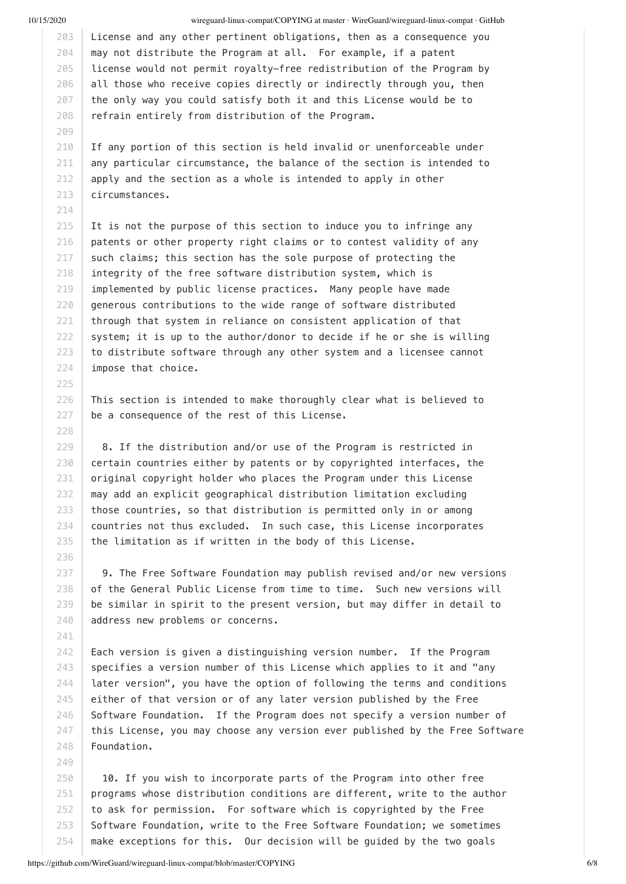License and any other pertinent obligations, then as a consequence you
may not distribute the Program at all. For example, if a patent
license would not permit royalty-free redistribution of the Program by
all those who receive copies directly or indirectly through you, then
the only way you could satisfy both it and this License would be to
refrain entirely from distribution of the Program.

If any portion of this section is held invalid or unenforceable under
any particular circumstance, the balance of the section is intended to
apply and the section as a whole is intended to apply in other
circumstances.

It is not the purpose of this section to induce you to infringe any
patents or other property right claims or to contest validity of any
such claims; this section has the sole purpose of protecting the
integrity of the free software distribution system, which is
implemented by public license practices. Many people have made
generous contributions to the wide range of software distributed
through that system in reliance on consistent application of that
system; it is up to the author/donor to decide if he or she is willing
to distribute software through any other system and a licensee cannot
impose that choice.

This section is intended to make thoroughly clear what is believed to
be a consequence of the rest of this License.

8. If the distribution and/or use of the Program is restricted in
certain countries either by patents or by copyrighted interfaces, the
original copyright holder who places the Program under this License
may add an explicit geographical distribution limitation excluding
those countries, so that distribution is permitted only in or among
countries not thus excluded. In such case, this License incorporates
the limitation as if written in the body of this License.

9. The Free Software Foundation may publish revised and/or new versions
of the General Public License from time to time. Such new versions will
be similar in spirit to the present version, but may differ in detail to
address new problems or concerns.

Each version is given a distinguishing version number. If the Program
specifies a version number of this License which applies to it and "any
later version", you have the option of following the terms and conditions
either of that version or of any later version published by the Free
Software Foundation. If the Program does not specify a version number of
this License, you may choose any version ever published by the Free Software
Foundation.

10. If you wish to incorporate parts of the Program into other free
programs whose distribution conditions are different, write to the author
to ask for permission. For software which is copyrighted by the Free
Software Foundation, write to the Free Software Foundation; we sometimes
make exceptions for this. Our decision will be guided by the two goals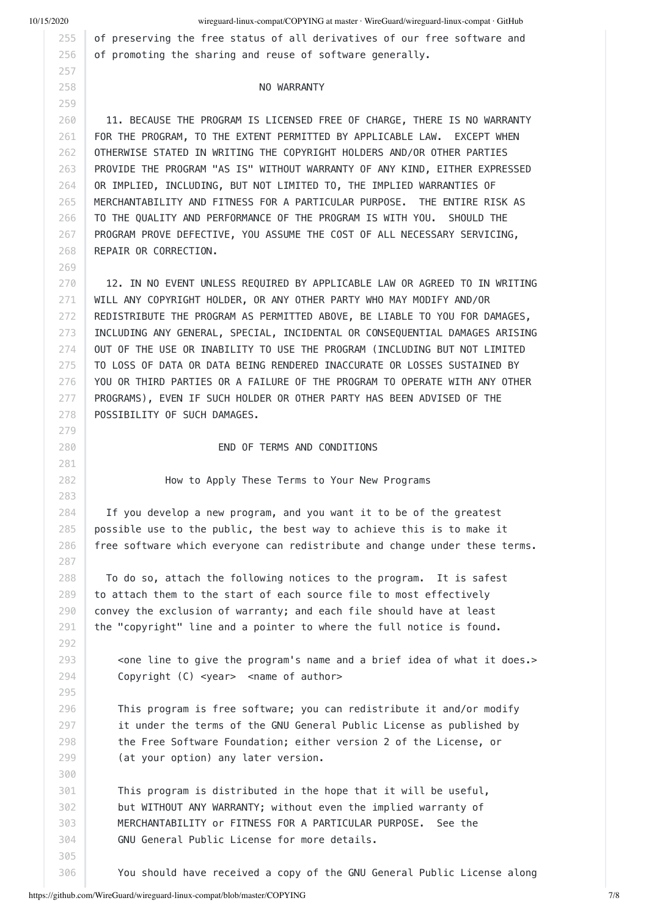of preserving the free status of all derivatives of our free software and of promoting the sharing and reuse of software generally.

NO WARRANTY

11. BECAUSE THE PROGRAM IS LICENSED FREE OF CHARGE, THERE IS NO WARRANTY FOR THE PROGRAM, TO THE EXTENT PERMITTED BY APPLICABLE LAW. EXCEPT WHEN OTHERWISE STATED IN WRITING THE COPYRIGHT HOLDERS AND/OR OTHER PARTIES PROVIDE THE PROGRAM "AS IS" WITHOUT WARRANTY OF ANY KIND, EITHER EXPRESSED OR IMPLIED, INCLUDING, BUT NOT LIMITED TO, THE IMPLIED WARRANTIES OF MERCHANTABILITY AND FITNESS FOR A PARTICULAR PURPOSE. THE ENTIRE RISK AS TO THE QUALITY AND PERFORMANCE OF THE PROGRAM IS WITH YOU. SHOULD THE PROGRAM PROVE DEFECTIVE, YOU ASSUME THE COST OF ALL NECESSARY SERVICING, REPAIR OR CORRECTION.

12. IN NO EVENT UNLESS REQUIRED BY APPLICABLE LAW OR AGREED TO IN WRITING WILL ANY COPYRIGHT HOLDER, OR ANY OTHER PARTY WHO MAY MODIFY AND/OR REDISTRIBUTE THE PROGRAM AS PERMITTED ABOVE, BE LIABLE TO YOU FOR DAMAGES, INCLUDING ANY GENERAL, SPECIAL, INCIDENTAL OR CONSEQUENTIAL DAMAGES ARISING OUT OF THE USE OR INABILITY TO USE THE PROGRAM (INCLUDING BUT NOT LIMITED TO LOSS OF DATA OR DATA BEING RENDERED INACCURATE OR LOSSES SUSTAINED BY YOU OR THIRD PARTIES OR A FAILURE OF THE PROGRAM TO OPERATE WITH ANY OTHER PROGRAMS), EVEN IF SUCH HOLDER OR OTHER PARTY HAS BEEN ADVISED OF THE POSSIBILITY OF SUCH DAMAGES.

END OF TERMS AND CONDITIONS

How to Apply These Terms to Your New Programs

If you develop a new program, and you want it to be of the greatest possible use to the public, the best way to achieve this is to make it free software which everyone can redistribute and change under these terms.

To do so, attach the following notices to the program. It is safest to attach them to the start of each source file to most effectively convey the exclusion of warranty; and each file should have at least the "copyright" line and a pointer to where the full notice is found.

```
<one line to give the program's name and a brief idea of what it does.>
Copyright (C) <year>  <name of author>

This program is free software; you can redistribute it and/or modify
it under the terms of the GNU General Public License as published by
the Free Software Foundation; either version 2 of the License, or
(at your option) any later version.

This program is distributed in the hope that it will be useful,
but WITHOUT ANY WARRANTY; without even the implied warranty of
MERCHANTABILITY or FITNESS FOR A PARTICULAR PURPOSE.  See the
GNU General Public License for more details.

You should have received a copy of the GNU General Public License along
```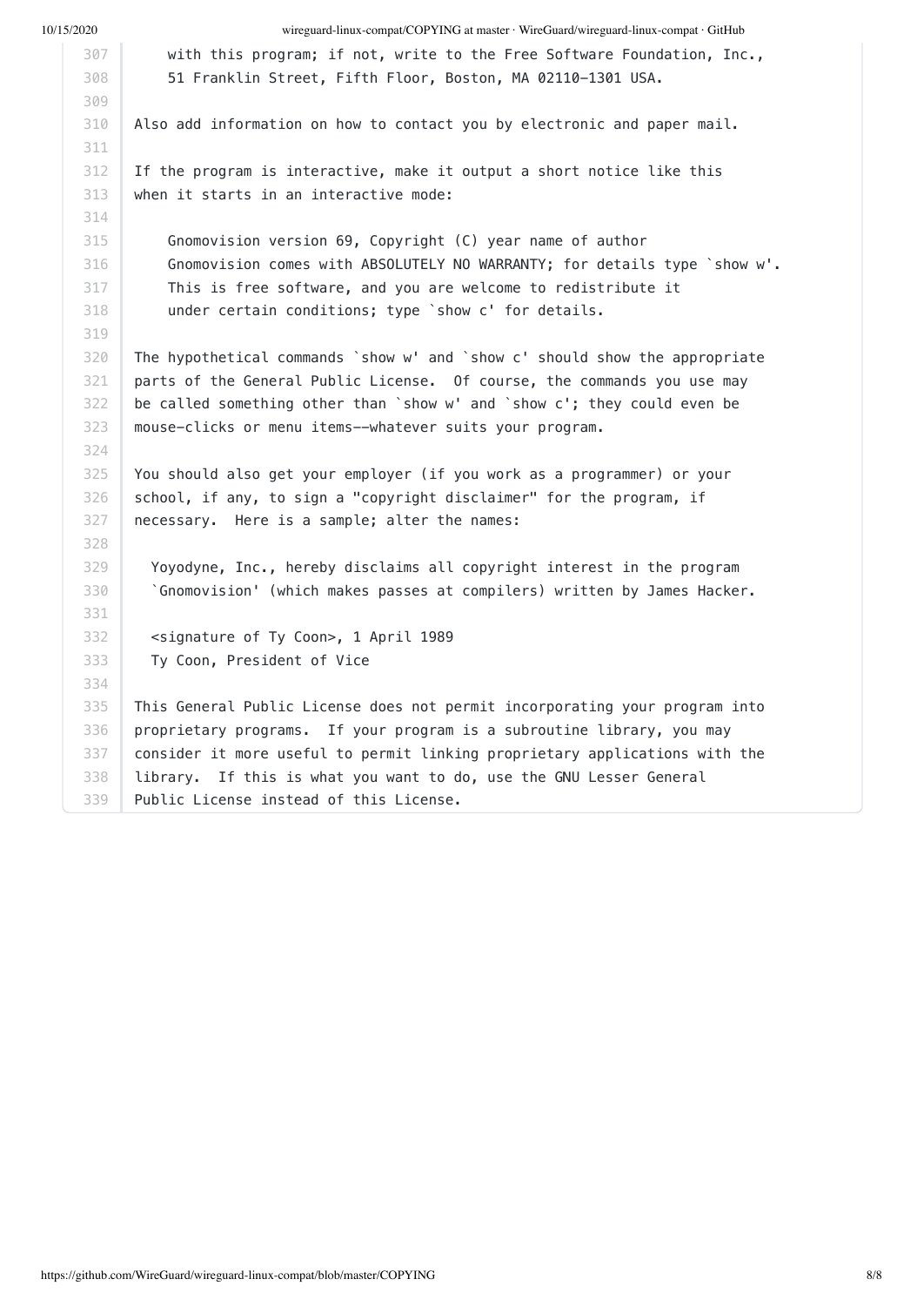with this program; if not, write to the Free Software Foundation, Inc.,
    51 Franklin Street, Fifth Floor, Boston, MA 02110-1301 USA.

Also add information on how to contact you by electronic and paper mail.

If the program is interactive, make it output a short notice like this when it starts in an interactive mode:

```
    Gnomovision version 69, Copyright (C) year name of author
    Gnomovision comes with ABSOLUTELY NO WARRANTY; for details type `show w'.
    This is free software, and you are welcome to redistribute it
    under certain conditions; type `show c' for details.
```

The hypothetical commands `show w' and `show c' should show the appropriate parts of the General Public License. Of course, the commands you use may be called something other than `show w' and `show c'; they could even be mouse-clicks or menu items--whatever suits your program.

You should also get your employer (if you work as a programmer) or your school, if any, to sign a "copyright disclaimer" for the program, if necessary. Here is a sample; alter the names:

```
  Yoyodyne, Inc., hereby disclaims all copyright interest in the program
  `Gnomovision' (which makes passes at compilers) written by James Hacker.

  <signature of Ty Coon>, 1 April 1989
  Ty Coon, President of Vice
```

This General Public License does not permit incorporating your program into proprietary programs. If your program is a subroutine library, you may consider it more useful to permit linking proprietary applications with the library. If this is what you want to do, use the GNU Lesser General Public License instead of this License.